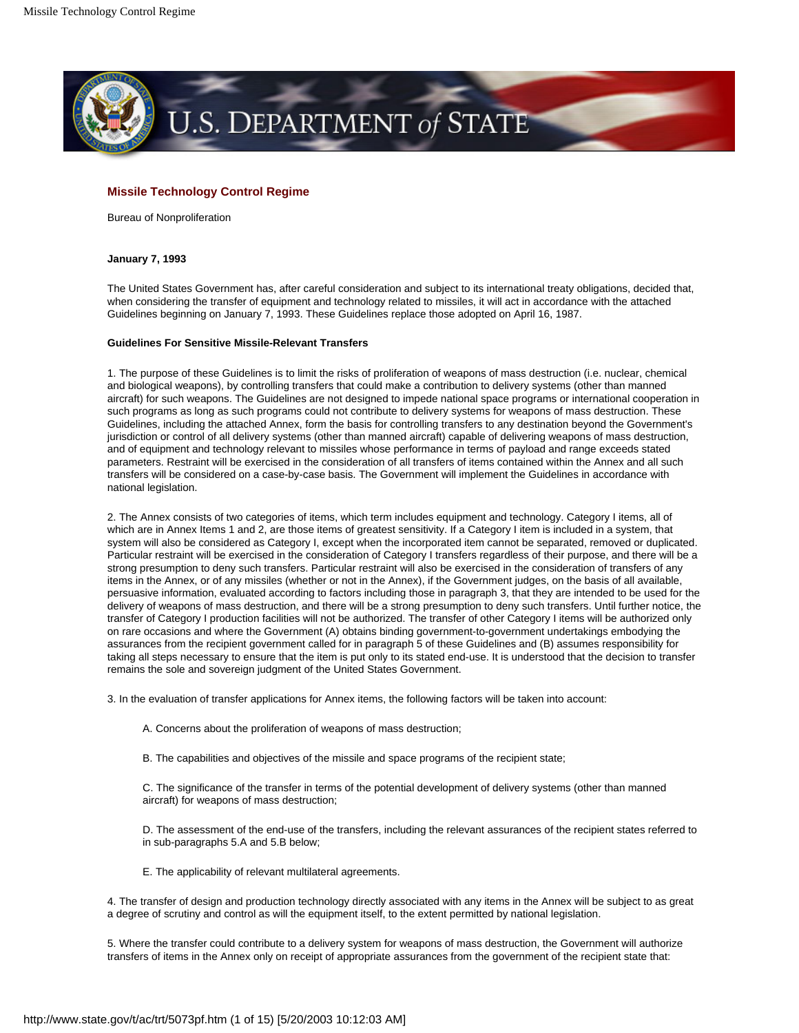## Missile Technology Control Regime

Bureau of Nonproliferation

**January 7, 1993**

The United States Government has, after careful consideration and subject to its international treaty obligations, decided that, when considering the transfer of equipment and technology related to missiles, it will act in accordance with the attached Guidelines beginning on January 7, 1993. These Guidelines replace those adopted on April 16, 1987.

**Guidelines For Sensitive Missile-Relevant Transfers**

1. The purpose of these Guidelines is to limit the risks of proliferation of weapons of mass destruction (i.e. nuclear, chemical and biological weapons), by controlling transfers that could make a contribution to delivery systems (other than manned aircraft) for such weapons. The Guidelines are not designed to impede national space programs or international cooperation in such programs as long as such programs could not contribute to delivery systems for weapons of mass destruction. These Guidelines, including the attached Annex, form the basis for controlling transfers to any destination beyond the Government's jurisdiction or control of all delivery systems (other than manned aircraft) capable of delivering weapons of mass destruction, and of equipment and technology relevant to missiles whose performance in terms of payload and range exceeds stated parameters. Restraint will be exercised in the consideration of all transfers of items contained within the Annex and all such transfers will be considered on a case-by-case basis. The Government will implement the Guidelines in accordance with national legislation.

2. The Annex consists of two categories of items, which term includes equipment and technology. Category I items, all of which are in Annex Items 1 and 2, are those items of greatest sensitivity. If a Category I item is included in a system, that system will also be considered as Category I, except when the incorporated item cannot be separated, removed or duplicated. Particular restraint will be exercised in the consideration of Category I transfers regardless of their purpose, and there will be a strong presumption to deny such transfers. Particular restraint will also be exercised in the consideration of transfers of any items in the Annex, or of any missiles (whether or not in the Annex), if the Government judges, on the basis of all available, persuasive information, evaluated according to factors including those in paragraph 3, that they are intended to be used for the delivery of weapons of mass destruction, and there will be a strong presumption to deny such transfers. Until further notice, the transfer of Category I production facilities will not be authorized. The transfer of other Category I items will be authorized only on rare occasions and where the Government (A) obtains binding government-to-government undertakings embodying the assurances from the recipient government called for in paragraph 5 of these Guidelines and (B) assumes responsibility for taking all steps necessary to ensure that the item is put only to its stated end-use. It is understood that the decision to transfer remains the sole and sovereign judgment of the United States Government.

3. In the evaluation of transfer applications for Annex items, the following factors will be taken into account:

A. Concerns about the proliferation of weapons of mass destruction;

B. The capabilities and objectives of the missile and space programs of the recipient state;

C. The significance of the transfer in terms of the potential development of delivery systems (other than manned aircraft) for weapons of mass destruction;

D. The assessment of the end-use of the transfers, including the relevant assurances of the recipient states referred to in sub-paragraphs 5.A and 5.B below;

E. The applicability of relevant multilateral agreements.

4. The transfer of design and production technology directly associated with any items in the Annex will be subject to as great a degree of scrutiny and control as will the equipment itself, to the extent permitted by national legislation.

5. Where the transfer could contribute to a delivery system for weapons of mass destruction, the Government will authorize transfers of items in the Annex only on receipt of appropriate assurances from the government of the recipient state that: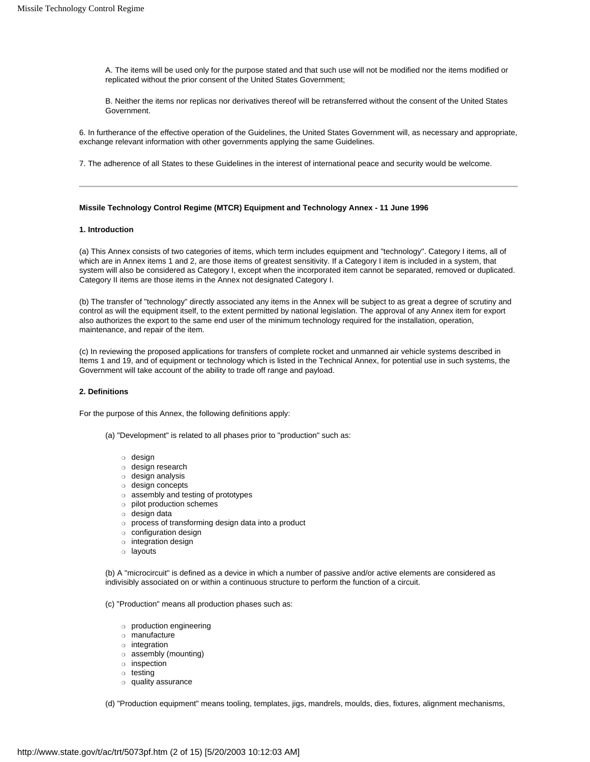A. The items will be used only for the purpose stated and that such use will not be modified nor the items modified or replicated without the prior consent of the United States Government;

B. Neither the items nor replicas nor derivatives thereof will be retransferred without the consent of the United States Government.

6. In furtherance of the effective operation of the Guidelines, the United States Government will, as necessary and appropriate, exchange relevant information with other governments applying the same Guidelines.

7. The adherence of all States to these Guidelines in the interest of international peace and security would be welcome.

---

**Missile Technology Control Regime (MTCR) Equipment and Technology Annex - 11 June 1996**

**1. Introduction**

(a) This Annex consists of two categories of items, which term includes equipment and "technology". Category I items, all of which are in Annex items 1 and 2, are those items of greatest sensitivity. If a Category I item is included in a system, that system will also be considered as Category I, except when the incorporated item cannot be separated, removed or duplicated. Category II items are those items in the Annex not designated Category I.

(b) The transfer of "technology" directly associated any items in the Annex will be subject to as great a degree of scrutiny and control as will the equipment itself, to the extent permitted by national legislation. The approval of any Annex item for export also authorizes the export to the same end user of the minimum technology required for the installation, operation, maintenance, and repair of the item.

(c) In reviewing the proposed applications for transfers of complete rocket and unmanned air vehicle systems described in Items 1 and 19, and of equipment or technology which is listed in the Technical Annex, for potential use in such systems, the Government will take account of the ability to trade off range and payload.

**2. Definitions**

For the purpose of this Annex, the following definitions apply:

(a) "Development" is related to all phases prior to "production" such as:

- design
- design research
- design analysis
- design concepts
- assembly and testing of prototypes
- pilot production schemes
- design data
- process of transforming design data into a product
- configuration design
- integration design
- layouts

(b) A "microcircuit" is defined as a device in which a number of passive and/or active elements are considered as indivisibly associated on or within a continuous structure to perform the function of a circuit.

(c) "Production" means all production phases such as:

- production engineering
- manufacture
- integration
- assembly (mounting)
- inspection
- testing
- quality assurance

(d) "Production equipment" means tooling, templates, jigs, mandrels, moulds, dies, fixtures, alignment mechanisms,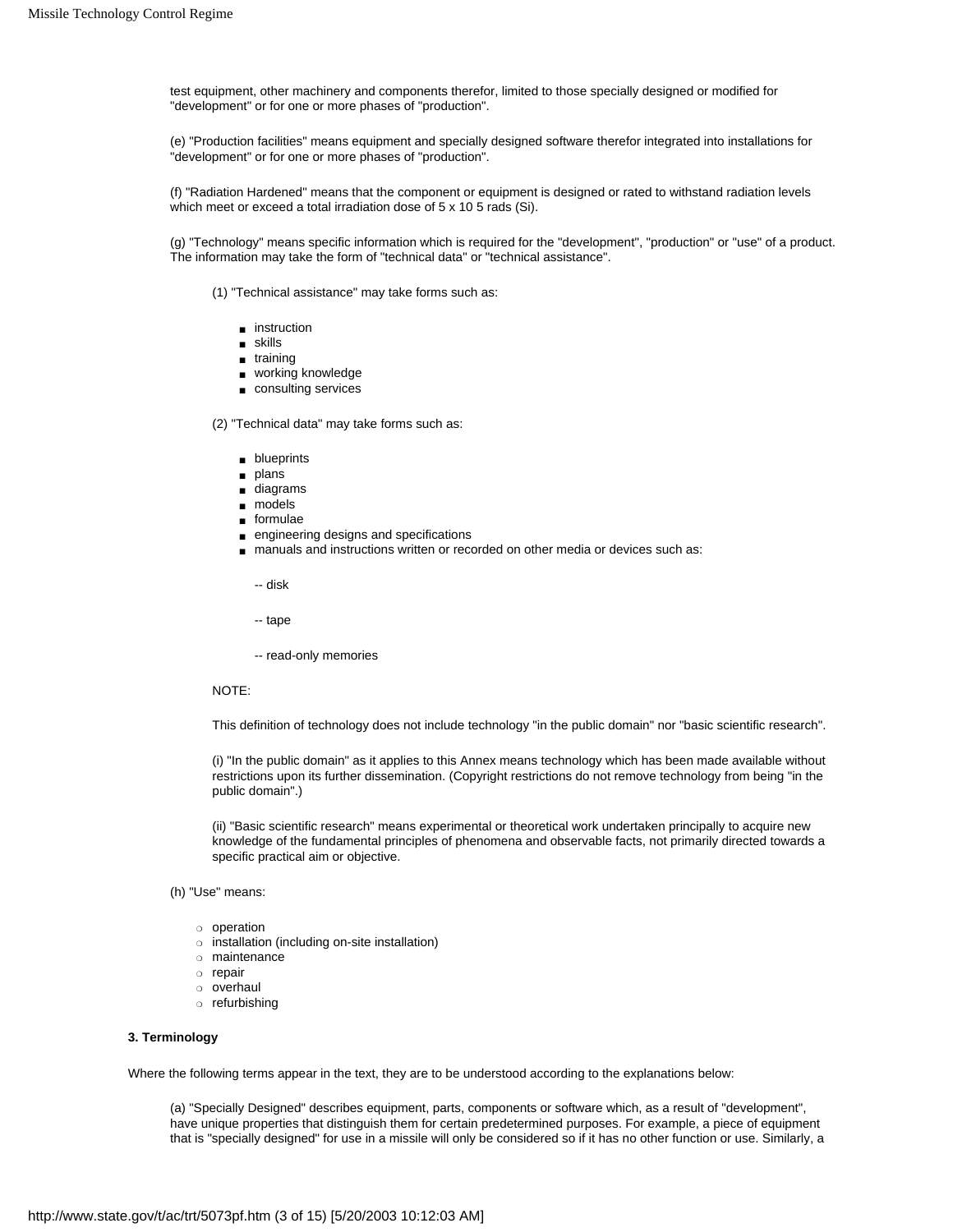test equipment, other machinery and components therefor, limited to those specially designed or modified for "development" or for one or more phases of "production".

(e) "Production facilities" means equipment and specially designed software therefor integrated into installations for "development" or for one or more phases of "production".

(f) "Radiation Hardened" means that the component or equipment is designed or rated to withstand radiation levels which meet or exceed a total irradiation dose of $5 \times 10^5$ rads (Si).

(g) "Technology" means specific information which is required for the "development", "production" or "use" of a product. The information may take the form of "technical data" or "technical assistance".

(1) "Technical assistance" may take forms such as:

- instruction
- skills
- training
- working knowledge
- consulting services

(2) "Technical data" may take forms such as:

- blueprints
- plans
- diagrams
- models
- formulae
- engineering designs and specifications
- manuals and instructions written or recorded on other media or devices such as:

  -- disk

  -- tape

  -- read-only memories

NOTE:

This definition of technology does not include technology "in the public domain" nor "basic scientific research".

(i) "In the public domain" as it applies to this Annex means technology which has been made available without restrictions upon its further dissemination. (Copyright restrictions do not remove technology from being "in the public domain".)

(ii) "Basic scientific research" means experimental or theoretical work undertaken principally to acquire new knowledge of the fundamental principles of phenomena and observable facts, not primarily directed towards a specific practical aim or objective.

(h) "Use" means:

- operation
- installation (including on-site installation)
- maintenance
- repair
- overhaul
- refurbishing

**3. Terminology**

Where the following terms appear in the text, they are to be understood according to the explanations below:

(a) "Specially Designed" describes equipment, parts, components or software which, as a result of "development", have unique properties that distinguish them for certain predetermined purposes. For example, a piece of equipment that is "specially designed" for use in a missile will only be considered so if it has no other function or use. Similarly, a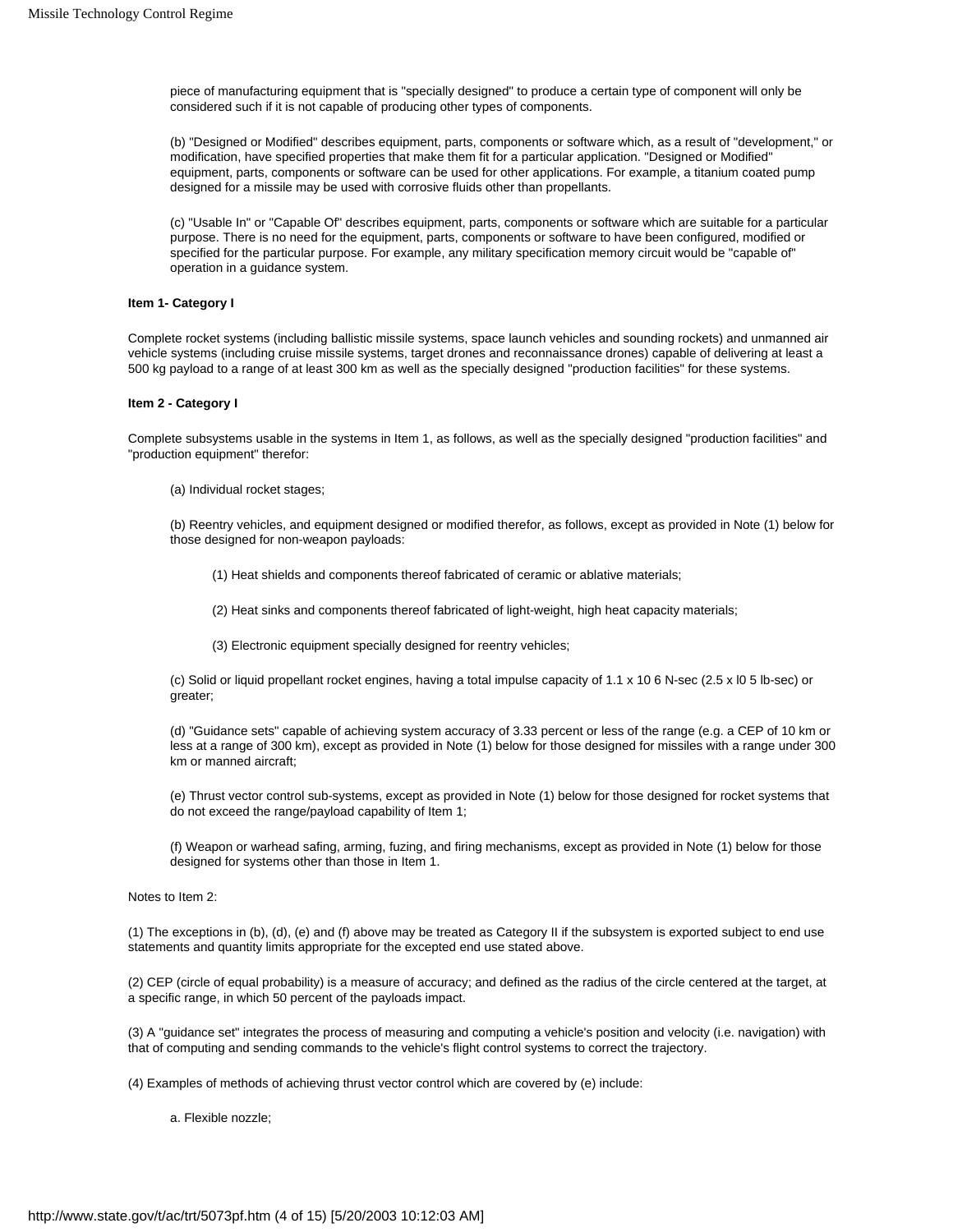piece of manufacturing equipment that is "specially designed" to produce a certain type of component will only be considered such if it is not capable of producing other types of components.

(b) "Designed or Modified" describes equipment, parts, components or software which, as a result of "development," or modification, have specified properties that make them fit for a particular application. "Designed or Modified" equipment, parts, components or software can be used for other applications. For example, a titanium coated pump designed for a missile may be used with corrosive fluids other than propellants.

(c) "Usable In" or "Capable Of" describes equipment, parts, components or software which are suitable for a particular purpose. There is no need for the equipment, parts, components or software to have been configured, modified or specified for the particular purpose. For example, any military specification memory circuit would be "capable of" operation in a guidance system.

**Item 1- Category I**

Complete rocket systems (including ballistic missile systems, space launch vehicles and sounding rockets) and unmanned air vehicle systems (including cruise missile systems, target drones and reconnaissance drones) capable of delivering at least a 500 kg payload to a range of at least 300 km as well as the specially designed "production facilities" for these systems.

**Item 2 - Category I**

Complete subsystems usable in the systems in Item 1, as follows, as well as the specially designed "production facilities" and "production equipment" therefor:

(a) Individual rocket stages;

(b) Reentry vehicles, and equipment designed or modified therefor, as follows, except as provided in Note (1) below for those designed for non-weapon payloads:

(1) Heat shields and components thereof fabricated of ceramic or ablative materials;

(2) Heat sinks and components thereof fabricated of light-weight, high heat capacity materials;

(3) Electronic equipment specially designed for reentry vehicles;

(c) Solid or liquid propellant rocket engines, having a total impulse capacity of $1.1 \times 10^6$ N-sec ($2.5 \times 10^5$ lb-sec) or greater;

(d) "Guidance sets" capable of achieving system accuracy of 3.33 percent or less of the range (e.g. a CEP of 10 km or less at a range of 300 km), except as provided in Note (1) below for those designed for missiles with a range under 300 km or manned aircraft;

(e) Thrust vector control sub-systems, except as provided in Note (1) below for those designed for rocket systems that do not exceed the range/payload capability of Item 1;

(f) Weapon or warhead safing, arming, fuzing, and firing mechanisms, except as provided in Note (1) below for those designed for systems other than those in Item 1.

Notes to Item 2:

(1) The exceptions in (b), (d), (e) and (f) above may be treated as Category II if the subsystem is exported subject to end use statements and quantity limits appropriate for the excepted end use stated above.

(2) CEP (circle of equal probability) is a measure of accuracy; and defined as the radius of the circle centered at the target, at a specific range, in which 50 percent of the payloads impact.

(3) A "guidance set" integrates the process of measuring and computing a vehicle's position and velocity (i.e. navigation) with that of computing and sending commands to the vehicle's flight control systems to correct the trajectory.

(4) Examples of methods of achieving thrust vector control which are covered by (e) include:

a. Flexible nozzle;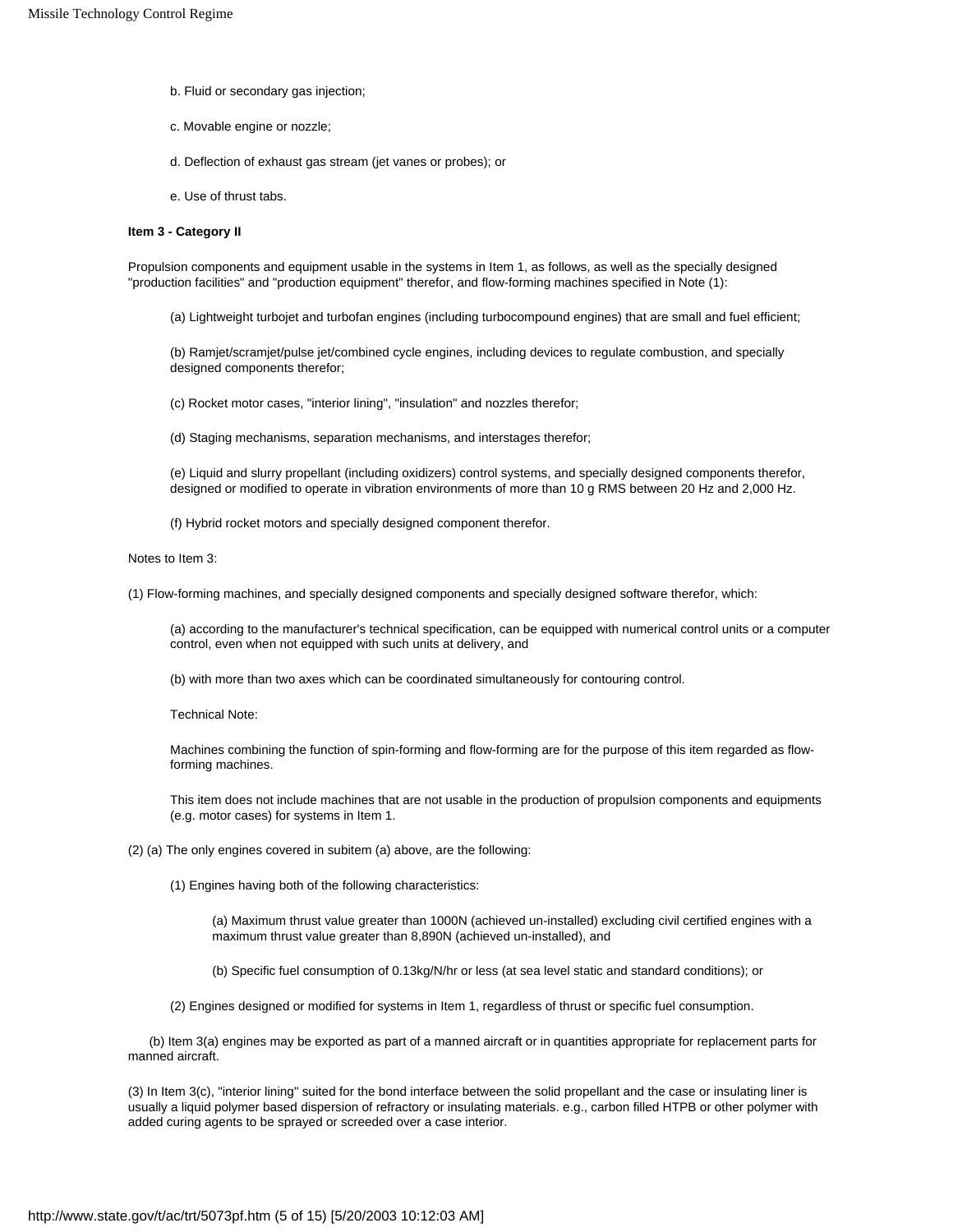b. Fluid or secondary gas injection;

c. Movable engine or nozzle;

d. Deflection of exhaust gas stream (jet vanes or probes); or

e. Use of thrust tabs.

**Item 3 - Category II**

Propulsion components and equipment usable in the systems in Item 1, as follows, as well as the specially designed "production facilities" and "production equipment" therefor, and flow-forming machines specified in Note (1):

(a) Lightweight turbojet and turbofan engines (including turbocompound engines) that are small and fuel efficient;

(b) Ramjet/scramjet/pulse jet/combined cycle engines, including devices to regulate combustion, and specially designed components therefor;

(c) Rocket motor cases, "interior lining", "insulation" and nozzles therefor;

(d) Staging mechanisms, separation mechanisms, and interstages therefor;

(e) Liquid and slurry propellant (including oxidizers) control systems, and specially designed components therefor, designed or modified to operate in vibration environments of more than 10 g RMS between 20 Hz and 2,000 Hz.

(f) Hybrid rocket motors and specially designed component therefor.

Notes to Item 3:

(1) Flow-forming machines, and specially designed components and specially designed software therefor, which:

(a) according to the manufacturer's technical specification, can be equipped with numerical control units or a computer control, even when not equipped with such units at delivery, and

(b) with more than two axes which can be coordinated simultaneously for contouring control.

Technical Note:

Machines combining the function of spin-forming and flow-forming are for the purpose of this item regarded as flow-forming machines.

This item does not include machines that are not usable in the production of propulsion components and equipments (e.g. motor cases) for systems in Item 1.

(2) (a) The only engines covered in subitem (a) above, are the following:

(1) Engines having both of the following characteristics:

(a) Maximum thrust value greater than 1000N (achieved un-installed) excluding civil certified engines with a maximum thrust value greater than 8,890N (achieved un-installed), and

(b) Specific fuel consumption of 0.13kg/N/hr or less (at sea level static and standard conditions); or

(2) Engines designed or modified for systems in Item 1, regardless of thrust or specific fuel consumption.

(b) Item 3(a) engines may be exported as part of a manned aircraft or in quantities appropriate for replacement parts for manned aircraft.

(3) In Item 3(c), "interior lining" suited for the bond interface between the solid propellant and the case or insulating liner is usually a liquid polymer based dispersion of refractory or insulating materials. e.g., carbon filled HTPB or other polymer with added curing agents to be sprayed or screeded over a case interior.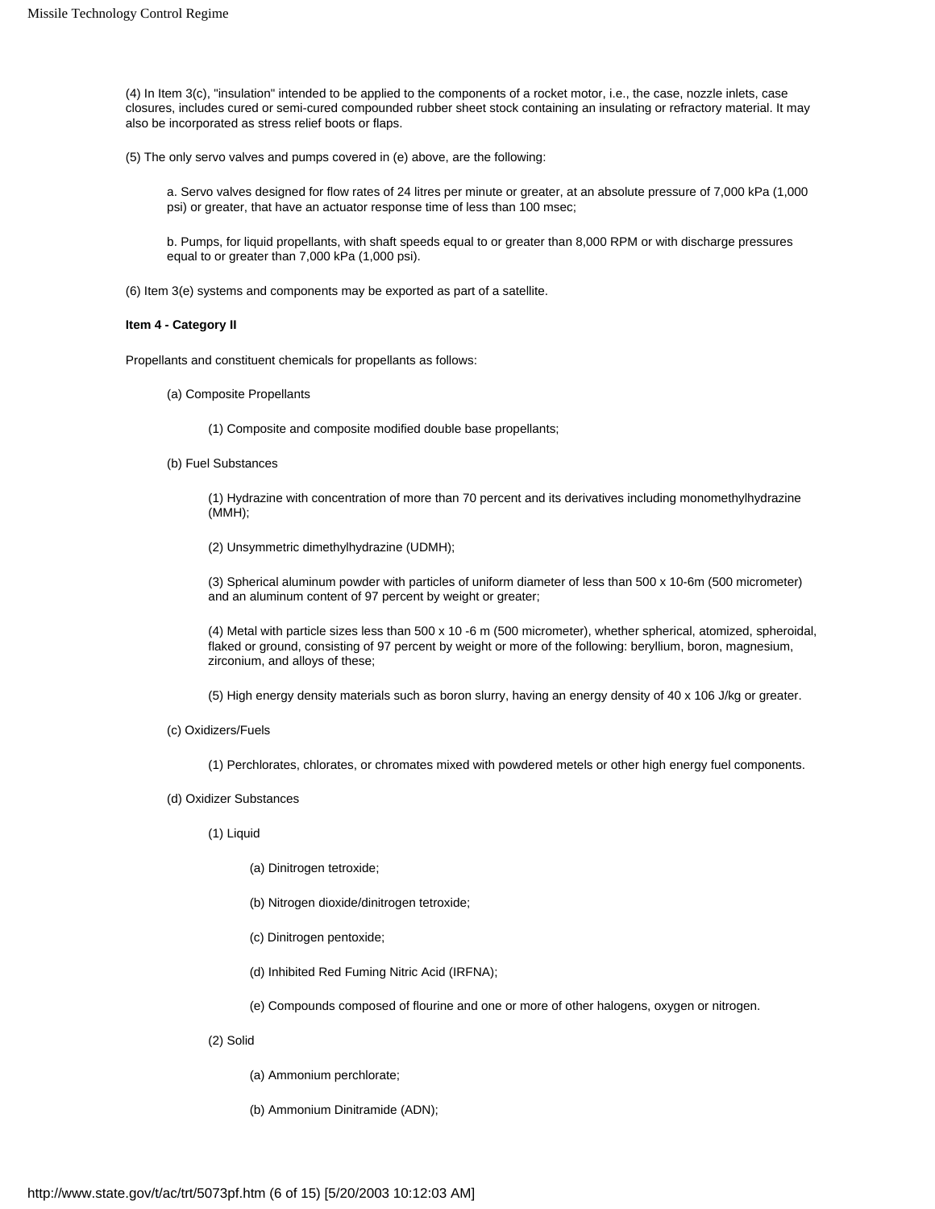(4) In Item 3(c), "insulation" intended to be applied to the components of a rocket motor, i.e., the case, nozzle inlets, case closures, includes cured or semi-cured compounded rubber sheet stock containing an insulating or refractory material. It may also be incorporated as stress relief boots or flaps.

(5) The only servo valves and pumps covered in (e) above, are the following:

a. Servo valves designed for flow rates of 24 litres per minute or greater, at an absolute pressure of 7,000 kPa (1,000 psi) or greater, that have an actuator response time of less than 100 msec;

b. Pumps, for liquid propellants, with shaft speeds equal to or greater than 8,000 RPM or with discharge pressures equal to or greater than 7,000 kPa (1,000 psi).

(6) Item 3(e) systems and components may be exported as part of a satellite.

**Item 4 - Category II**

Propellants and constituent chemicals for propellants as follows:

(a) Composite Propellants

(1) Composite and composite modified double base propellants;

(b) Fuel Substances

(1) Hydrazine with concentration of more than 70 percent and its derivatives including monomethylhydrazine (MMH);

(2) Unsymmetric dimethylhydrazine (UDMH);

(3) Spherical aluminum powder with particles of uniform diameter of less than $500 \times 10^{-6}$m (500 micrometer) and an aluminum content of 97 percent by weight or greater;

(4) Metal with particle sizes less than $500 \times 10^{-6}$ m (500 micrometer), whether spherical, atomized, spheroidal, flaked or ground, consisting of 97 percent by weight or more of the following: beryllium, boron, magnesium, zirconium, and alloys of these;

(5) High energy density materials such as boron slurry, having an energy density of $40 \times 10^6$ J/kg or greater.

(c) Oxidizers/Fuels

(1) Perchlorates, chlorates, or chromates mixed with powdered metels or other high energy fuel components.

(d) Oxidizer Substances

(1) Liquid

(a) Dinitrogen tetroxide;

(b) Nitrogen dioxide/dinitrogen tetroxide;

(c) Dinitrogen pentoxide;

(d) Inhibited Red Fuming Nitric Acid (IRFNA);

(e) Compounds composed of flourine and one or more of other halogens, oxygen or nitrogen.

(2) Solid

(a) Ammonium perchlorate;

(b) Ammonium Dinitramide (ADN);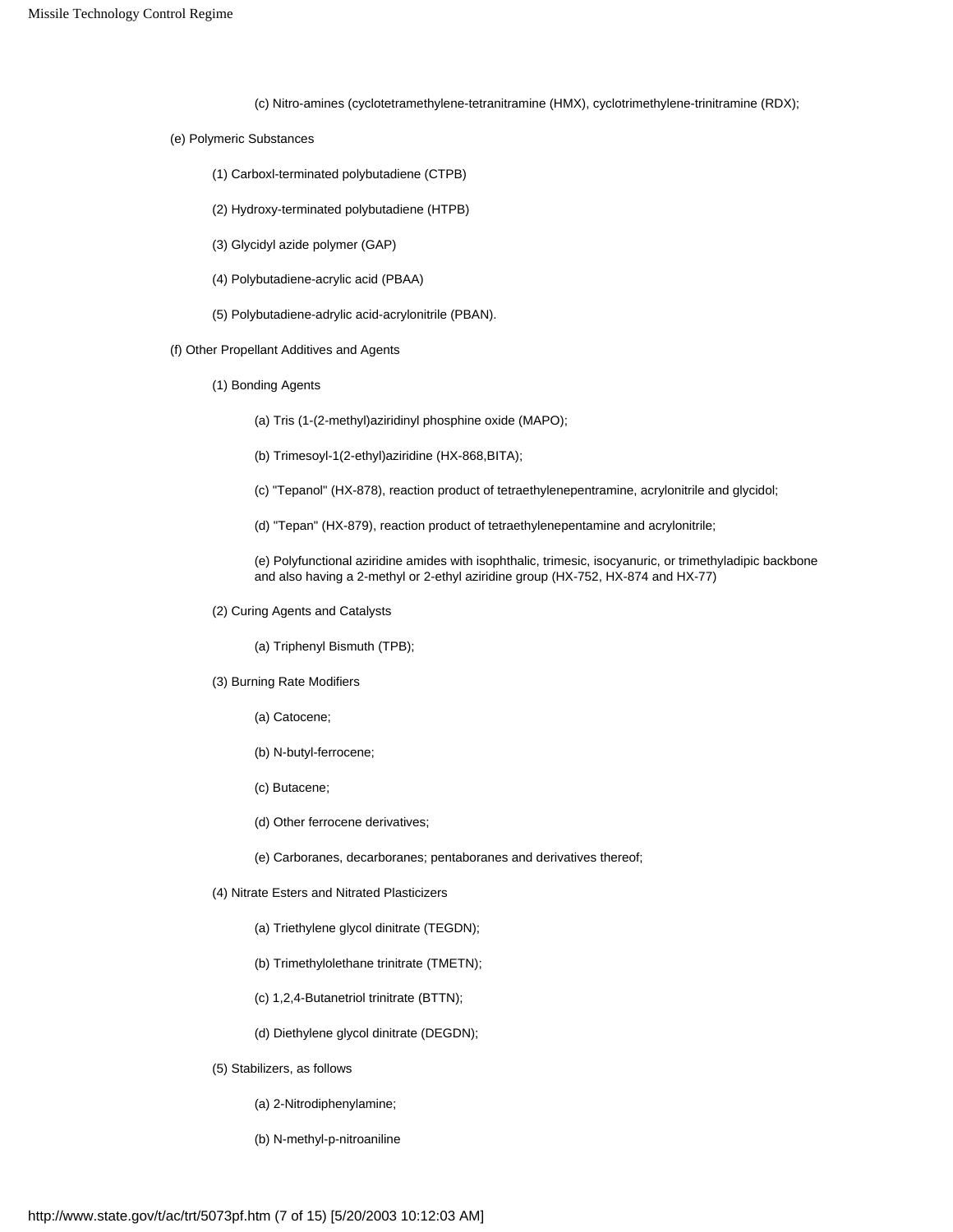(c) Nitro-amines (cyclotetramethylene-tetranitramine (HMX), cyclotrimethylene-trinitramine (RDX);

(e) Polymeric Substances

(1) Carboxl-terminated polybutadiene (CTPB)

(2) Hydroxy-terminated polybutadiene (HTPB)

(3) Glycidyl azide polymer (GAP)

(4) Polybutadiene-acrylic acid (PBAA)

(5) Polybutadiene-adrylic acid-acrylonitrile (PBAN).

(f) Other Propellant Additives and Agents

(1) Bonding Agents

(a) Tris (1-(2-methyl)aziridinyl phosphine oxide (MAPO);

(b) Trimesoyl-1(2-ethyl)aziridine (HX-868,BITA);

(c) "Tepanol" (HX-878), reaction product of tetraethylenepentramine, acrylonitrile and glycidol;

(d) "Tepan" (HX-879), reaction product of tetraethylenepentamine and acrylonitrile;

(e) Polyfunctional aziridine amides with isophthalic, trimesic, isocyanuric, or trimethyladipic backbone and also having a 2-methyl or 2-ethyl aziridine group (HX-752, HX-874 and HX-77)

(2) Curing Agents and Catalysts

(a) Triphenyl Bismuth (TPB);

(3) Burning Rate Modifiers

(a) Catocene;

(b) N-butyl-ferrocene;

(c) Butacene;

(d) Other ferrocene derivatives;

(e) Carboranes, decarboranes; pentaboranes and derivatives thereof;

(4) Nitrate Esters and Nitrated Plasticizers

(a) Triethylene glycol dinitrate (TEGDN);

(b) Trimethylolethane trinitrate (TMETN);

(c) 1,2,4-Butanetriol trinitrate (BTTN);

(d) Diethylene glycol dinitrate (DEGDN);

(5) Stabilizers, as follows

(a) 2-Nitrodiphenylamine;

(b) N-methyl-p-nitroaniline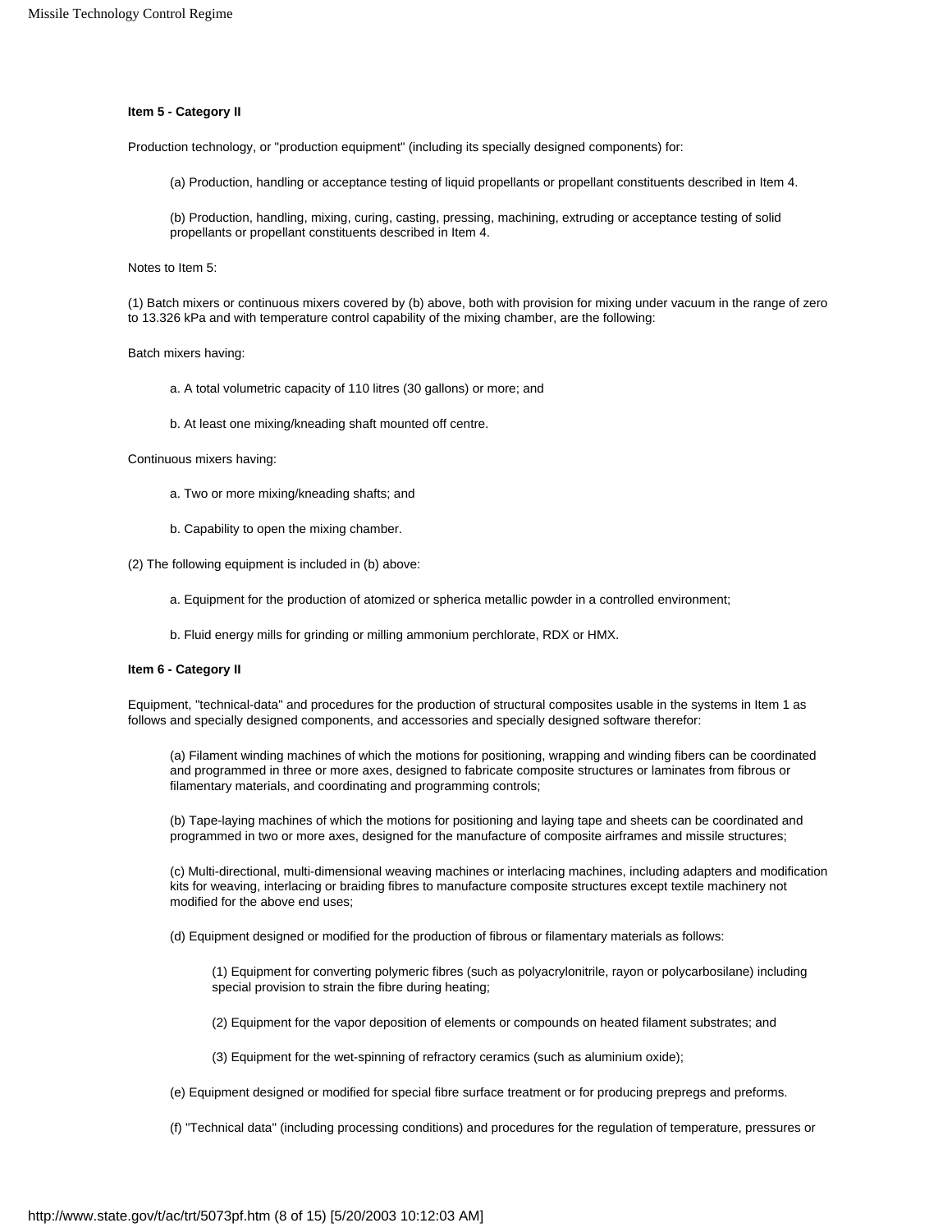**Item 5 - Category II**

Production technology, or "production equipment" (including its specially designed components) for:

(a) Production, handling or acceptance testing of liquid propellants or propellant constituents described in Item 4.

(b) Production, handling, mixing, curing, casting, pressing, machining, extruding or acceptance testing of solid propellants or propellant constituents described in Item 4.

Notes to Item 5:

(1) Batch mixers or continuous mixers covered by (b) above, both with provision for mixing under vacuum in the range of zero to 13.326 kPa and with temperature control capability of the mixing chamber, are the following:

Batch mixers having:

a. A total volumetric capacity of 110 litres (30 gallons) or more; and

b. At least one mixing/kneading shaft mounted off centre.

Continuous mixers having:

a. Two or more mixing/kneading shafts; and

b. Capability to open the mixing chamber.

(2) The following equipment is included in (b) above:

a. Equipment for the production of atomized or spherica metallic powder in a controlled environment;

b. Fluid energy mills for grinding or milling ammonium perchlorate, RDX or HMX.

**Item 6 - Category II**

Equipment, "technical-data" and procedures for the production of structural composites usable in the systems in Item 1 as follows and specially designed components, and accessories and specially designed software therefor:

(a) Filament winding machines of which the motions for positioning, wrapping and winding fibers can be coordinated and programmed in three or more axes, designed to fabricate composite structures or laminates from fibrous or filamentary materials, and coordinating and programming controls;

(b) Tape-laying machines of which the motions for positioning and laying tape and sheets can be coordinated and programmed in two or more axes, designed for the manufacture of composite airframes and missile structures;

(c) Multi-directional, multi-dimensional weaving machines or interlacing machines, including adapters and modification kits for weaving, interlacing or braiding fibres to manufacture composite structures except textile machinery not modified for the above end uses;

(d) Equipment designed or modified for the production of fibrous or filamentary materials as follows:

(1) Equipment for converting polymeric fibres (such as polyacrylonitrile, rayon or polycarbosilane) including special provision to strain the fibre during heating;

(2) Equipment for the vapor deposition of elements or compounds on heated filament substrates; and

(3) Equipment for the wet-spinning of refractory ceramics (such as aluminium oxide);

(e) Equipment designed or modified for special fibre surface treatment or for producing prepregs and preforms.

(f) "Technical data" (including processing conditions) and procedures for the regulation of temperature, pressures or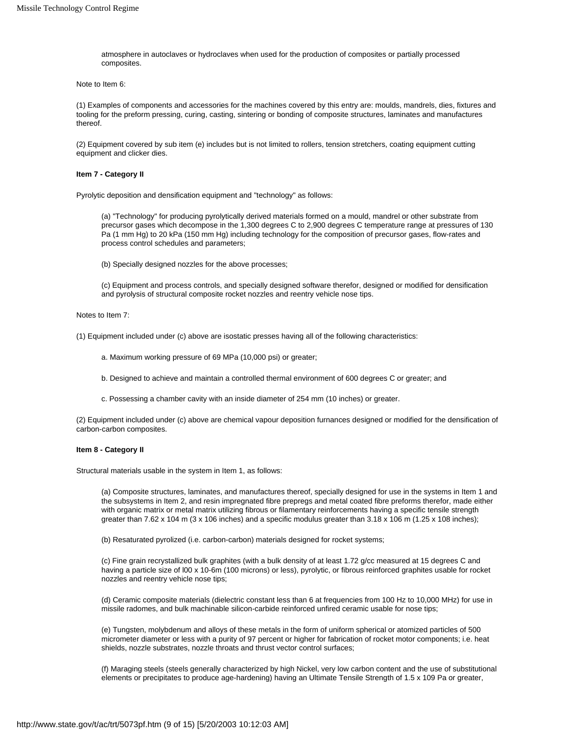atmosphere in autoclaves or hydroclaves when used for the production of composites or partially processed composites.

Note to Item 6:

(1) Examples of components and accessories for the machines covered by this entry are: moulds, mandrels, dies, fixtures and tooling for the preform pressing, curing, casting, sintering or bonding of composite structures, laminates and manufactures thereof.

(2) Equipment covered by sub item (e) includes but is not limited to rollers, tension stretchers, coating equipment cutting equipment and clicker dies.

**Item 7 - Category II**

Pyrolytic deposition and densification equipment and "technology" as follows:

(a) "Technology" for producing pyrolytically derived materials formed on a mould, mandrel or other substrate from precursor gases which decompose in the 1,300 degrees C to 2,900 degrees C temperature range at pressures of 130 Pa (1 mm Hg) to 20 kPa (150 mm Hg) including technology for the composition of precursor gases, flow-rates and process control schedules and parameters;

(b) Specially designed nozzles for the above processes;

(c) Equipment and process controls, and specially designed software therefor, designed or modified for densification and pyrolysis of structural composite rocket nozzles and reentry vehicle nose tips.

Notes to Item 7:

(1) Equipment included under (c) above are isostatic presses having all of the following characteristics:

a. Maximum working pressure of 69 MPa (10,000 psi) or greater;

b. Designed to achieve and maintain a controlled thermal environment of 600 degrees C or greater; and

c. Possessing a chamber cavity with an inside diameter of 254 mm (10 inches) or greater.

(2) Equipment included under (c) above are chemical vapour deposition furnances designed or modified for the densification of carbon-carbon composites.

**Item 8 - Category II**

Structural materials usable in the system in Item 1, as follows:

(a) Composite structures, laminates, and manufactures thereof, specially designed for use in the systems in Item 1 and the subsystems in Item 2, and resin impregnated fibre prepregs and metal coated fibre preforms therefor, made either with organic matrix or metal matrix utilizing fibrous or filamentary reinforcements having a specific tensile strength greater than 7.62 x 104 m (3 x 106 inches) and a specific modulus greater than 3.18 x 106 m (1.25 x 108 inches);

(b) Resaturated pyrolized (i.e. carbon-carbon) materials designed for rocket systems;

(c) Fine grain recrystallized bulk graphites (with a bulk density of at least 1.72 g/cc measured at 15 degrees C and having a particle size of l00 x 10-6m (100 microns) or less), pyrolytic, or fibrous reinforced graphites usable for rocket nozzles and reentry vehicle nose tips;

(d) Ceramic composite materials (dielectric constant less than 6 at frequencies from 100 Hz to 10,000 MHz) for use in missile radomes, and bulk machinable silicon-carbide reinforced unfired ceramic usable for nose tips;

(e) Tungsten, molybdenum and alloys of these metals in the form of uniform spherical or atomized particles of 500 micrometer diameter or less with a purity of 97 percent or higher for fabrication of rocket motor components; i.e. heat shields, nozzle substrates, nozzle throats and thrust vector control surfaces;

(f) Maraging steels (steels generally characterized by high Nickel, very low carbon content and the use of substitutional elements or precipitates to produce age-hardening) having an Ultimate Tensile Strength of 1.5 x 109 Pa or greater,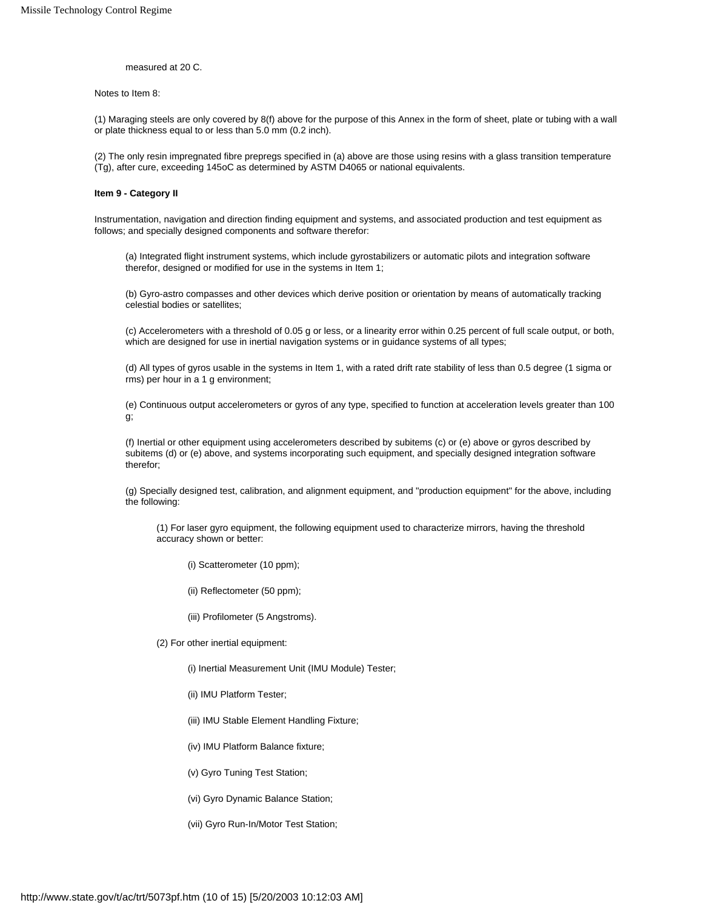measured at 20 C.

Notes to Item 8:

(1) Maraging steels are only covered by 8(f) above for the purpose of this Annex in the form of sheet, plate or tubing with a wall or plate thickness equal to or less than 5.0 mm (0.2 inch).

(2) The only resin impregnated fibre prepregs specified in (a) above are those using resins with a glass transition temperature (Tg), after cure, exceeding 145oC as determined by ASTM D4065 or national equivalents.

**Item 9 - Category II**

Instrumentation, navigation and direction finding equipment and systems, and associated production and test equipment as follows; and specially designed components and software therefor:

(a) Integrated flight instrument systems, which include gyrostabilizers or automatic pilots and integration software therefor, designed or modified for use in the systems in Item 1;

(b) Gyro-astro compasses and other devices which derive position or orientation by means of automatically tracking celestial bodies or satellites;

(c) Accelerometers with a threshold of 0.05 g or less, or a linearity error within 0.25 percent of full scale output, or both, which are designed for use in inertial navigation systems or in guidance systems of all types;

(d) All types of gyros usable in the systems in Item 1, with a rated drift rate stability of less than 0.5 degree (1 sigma or rms) per hour in a 1 g environment;

(e) Continuous output accelerometers or gyros of any type, specified to function at acceleration levels greater than 100 g;

(f) Inertial or other equipment using accelerometers described by subitems (c) or (e) above or gyros described by subitems (d) or (e) above, and systems incorporating such equipment, and specially designed integration software therefor;

(g) Specially designed test, calibration, and alignment equipment, and "production equipment" for the above, including the following:

(1) For laser gyro equipment, the following equipment used to characterize mirrors, having the threshold accuracy shown or better:

(i) Scatterometer (10 ppm);

(ii) Reflectometer (50 ppm);

(iii) Profilometer (5 Angstroms).

(2) For other inertial equipment:

(i) Inertial Measurement Unit (IMU Module) Tester;

(ii) IMU Platform Tester;

(iii) IMU Stable Element Handling Fixture;

(iv) IMU Platform Balance fixture;

(v) Gyro Tuning Test Station;

(vi) Gyro Dynamic Balance Station;

(vii) Gyro Run-In/Motor Test Station;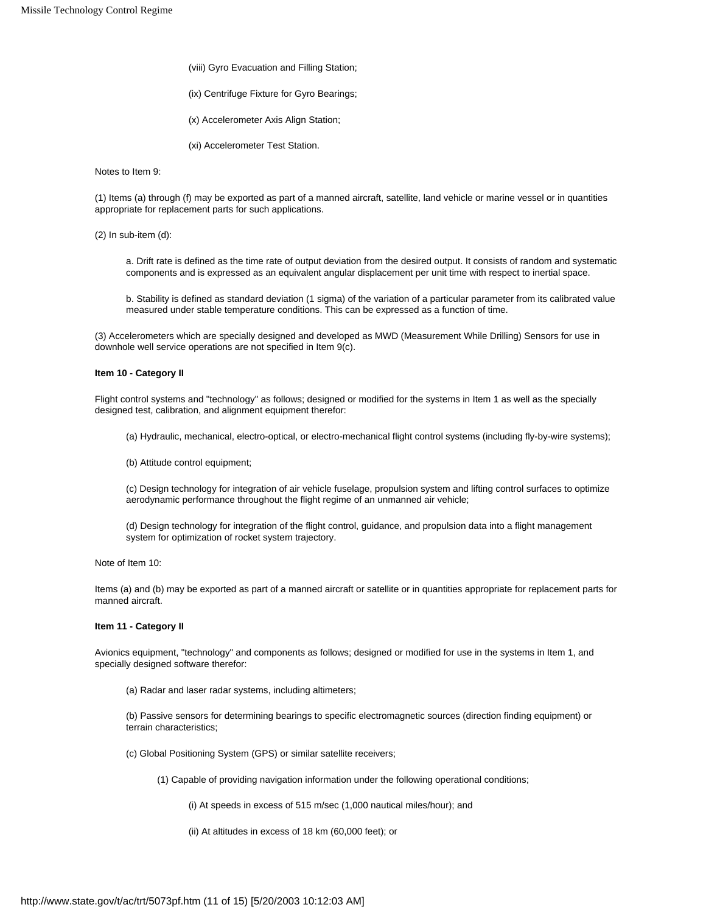(viii) Gyro Evacuation and Filling Station;

(ix) Centrifuge Fixture for Gyro Bearings;

(x) Accelerometer Axis Align Station;

(xi) Accelerometer Test Station.

Notes to Item 9:

(1) Items (a) through (f) may be exported as part of a manned aircraft, satellite, land vehicle or marine vessel or in quantities appropriate for replacement parts for such applications.

(2) In sub-item (d):

a. Drift rate is defined as the time rate of output deviation from the desired output. It consists of random and systematic components and is expressed as an equivalent angular displacement per unit time with respect to inertial space.

b. Stability is defined as standard deviation (1 sigma) of the variation of a particular parameter from its calibrated value measured under stable temperature conditions. This can be expressed as a function of time.

(3) Accelerometers which are specially designed and developed as MWD (Measurement While Drilling) Sensors for use in downhole well service operations are not specified in Item 9(c).

**Item 10 - Category II**

Flight control systems and "technology" as follows; designed or modified for the systems in Item 1 as well as the specially designed test, calibration, and alignment equipment therefor:

(a) Hydraulic, mechanical, electro-optical, or electro-mechanical flight control systems (including fly-by-wire systems);

(b) Attitude control equipment;

(c) Design technology for integration of air vehicle fuselage, propulsion system and lifting control surfaces to optimize aerodynamic performance throughout the flight regime of an unmanned air vehicle;

(d) Design technology for integration of the flight control, guidance, and propulsion data into a flight management system for optimization of rocket system trajectory.

Note of Item 10:

Items (a) and (b) may be exported as part of a manned aircraft or satellite or in quantities appropriate for replacement parts for manned aircraft.

**Item 11 - Category II**

Avionics equipment, "technology" and components as follows; designed or modified for use in the systems in Item 1, and specially designed software therefor:

(a) Radar and laser radar systems, including altimeters;

(b) Passive sensors for determining bearings to specific electromagnetic sources (direction finding equipment) or terrain characteristics;

(c) Global Positioning System (GPS) or similar satellite receivers;

(1) Capable of providing navigation information under the following operational conditions;

(i) At speeds in excess of 515 m/sec (1,000 nautical miles/hour); and

(ii) At altitudes in excess of 18 km (60,000 feet); or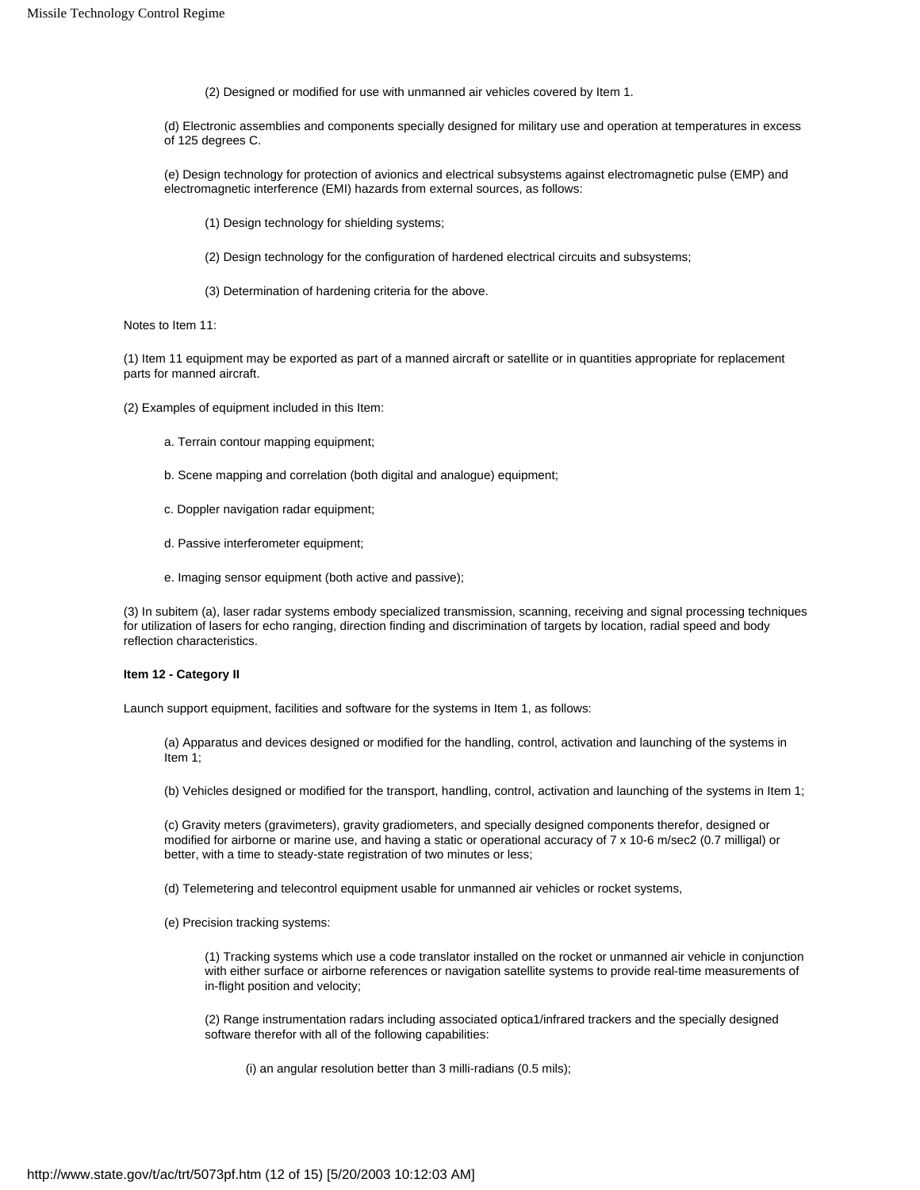(2) Designed or modified for use with unmanned air vehicles covered by Item 1.

(d) Electronic assemblies and components specially designed for military use and operation at temperatures in excess of 125 degrees C.

(e) Design technology for protection of avionics and electrical subsystems against electromagnetic pulse (EMP) and electromagnetic interference (EMI) hazards from external sources, as follows:

(1) Design technology for shielding systems;

(2) Design technology for the configuration of hardened electrical circuits and subsystems;

(3) Determination of hardening criteria for the above.

Notes to Item 11:

(1) Item 11 equipment may be exported as part of a manned aircraft or satellite or in quantities appropriate for replacement parts for manned aircraft.

(2) Examples of equipment included in this Item:

a. Terrain contour mapping equipment;

b. Scene mapping and correlation (both digital and analogue) equipment;

c. Doppler navigation radar equipment;

d. Passive interferometer equipment;

e. Imaging sensor equipment (both active and passive);

(3) In subitem (a), laser radar systems embody specialized transmission, scanning, receiving and signal processing techniques for utilization of lasers for echo ranging, direction finding and discrimination of targets by location, radial speed and body reflection characteristics.

**Item 12 - Category II**

Launch support equipment, facilities and software for the systems in Item 1, as follows:

(a) Apparatus and devices designed or modified for the handling, control, activation and launching of the systems in Item 1;

(b) Vehicles designed or modified for the transport, handling, control, activation and launching of the systems in Item 1;

(c) Gravity meters (gravimeters), gravity gradiometers, and specially designed components therefor, designed or modified for airborne or marine use, and having a static or operational accuracy of $7 \times 10^{-6}$ m/sec2 (0.7 milligal) or better, with a time to steady-state registration of two minutes or less;

(d) Telemetering and telecontrol equipment usable for unmanned air vehicles or rocket systems,

(e) Precision tracking systems:

(1) Tracking systems which use a code translator installed on the rocket or unmanned air vehicle in conjunction with either surface or airborne references or navigation satellite systems to provide real-time measurements of in-flight position and velocity;

(2) Range instrumentation radars including associated optica1/infrared trackers and the specially designed software therefor with all of the following capabilities:

(i) an angular resolution better than 3 milli-radians (0.5 mils);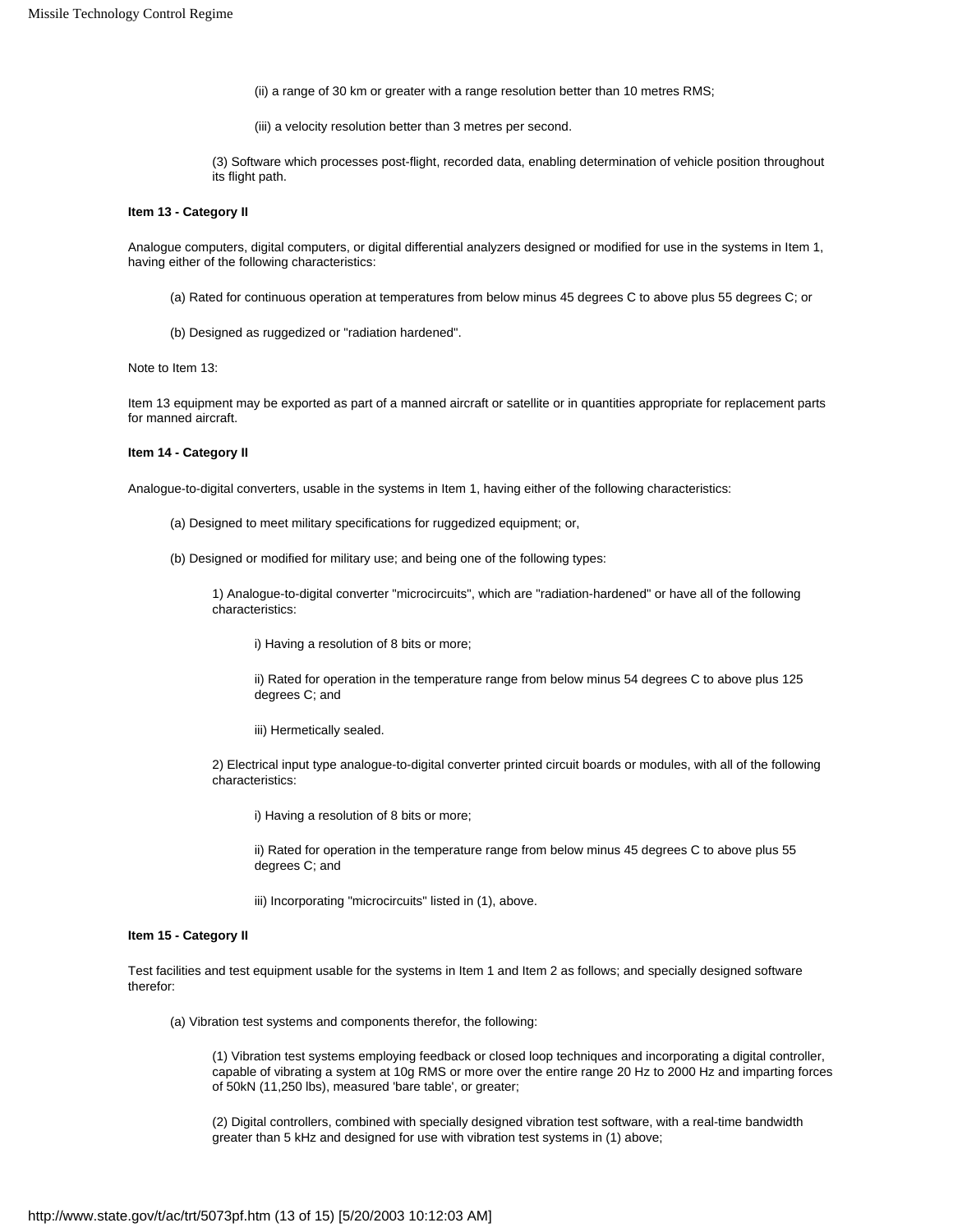(ii) a range of 30 km or greater with a range resolution better than 10 metres RMS;

(iii) a velocity resolution better than 3 metres per second.

(3) Software which processes post-flight, recorded data, enabling determination of vehicle position throughout its flight path.

**Item 13 - Category II**

Analogue computers, digital computers, or digital differential analyzers designed or modified for use in the systems in Item 1, having either of the following characteristics:

(a) Rated for continuous operation at temperatures from below minus 45 degrees C to above plus 55 degrees C; or

(b) Designed as ruggedized or "radiation hardened".

Note to Item 13:

Item 13 equipment may be exported as part of a manned aircraft or satellite or in quantities appropriate for replacement parts for manned aircraft.

**Item 14 - Category II**

Analogue-to-digital converters, usable in the systems in Item 1, having either of the following characteristics:

(a) Designed to meet military specifications for ruggedized equipment; or,

(b) Designed or modified for military use; and being one of the following types:

1) Analogue-to-digital converter "microcircuits", which are "radiation-hardened" or have all of the following characteristics:

i) Having a resolution of 8 bits or more;

ii) Rated for operation in the temperature range from below minus 54 degrees C to above plus 125 degrees C; and

iii) Hermetically sealed.

2) Electrical input type analogue-to-digital converter printed circuit boards or modules, with all of the following characteristics:

i) Having a resolution of 8 bits or more;

ii) Rated for operation in the temperature range from below minus 45 degrees C to above plus 55 degrees C; and

iii) Incorporating "microcircuits" listed in (1), above.

**Item 15 - Category II**

Test facilities and test equipment usable for the systems in Item 1 and Item 2 as follows; and specially designed software therefor:

(a) Vibration test systems and components therefor, the following:

(1) Vibration test systems employing feedback or closed loop techniques and incorporating a digital controller, capable of vibrating a system at 10g RMS or more over the entire range 20 Hz to 2000 Hz and imparting forces of 50kN (11,250 lbs), measured 'bare table', or greater;

(2) Digital controllers, combined with specially designed vibration test software, with a real-time bandwidth greater than 5 kHz and designed for use with vibration test systems in (1) above;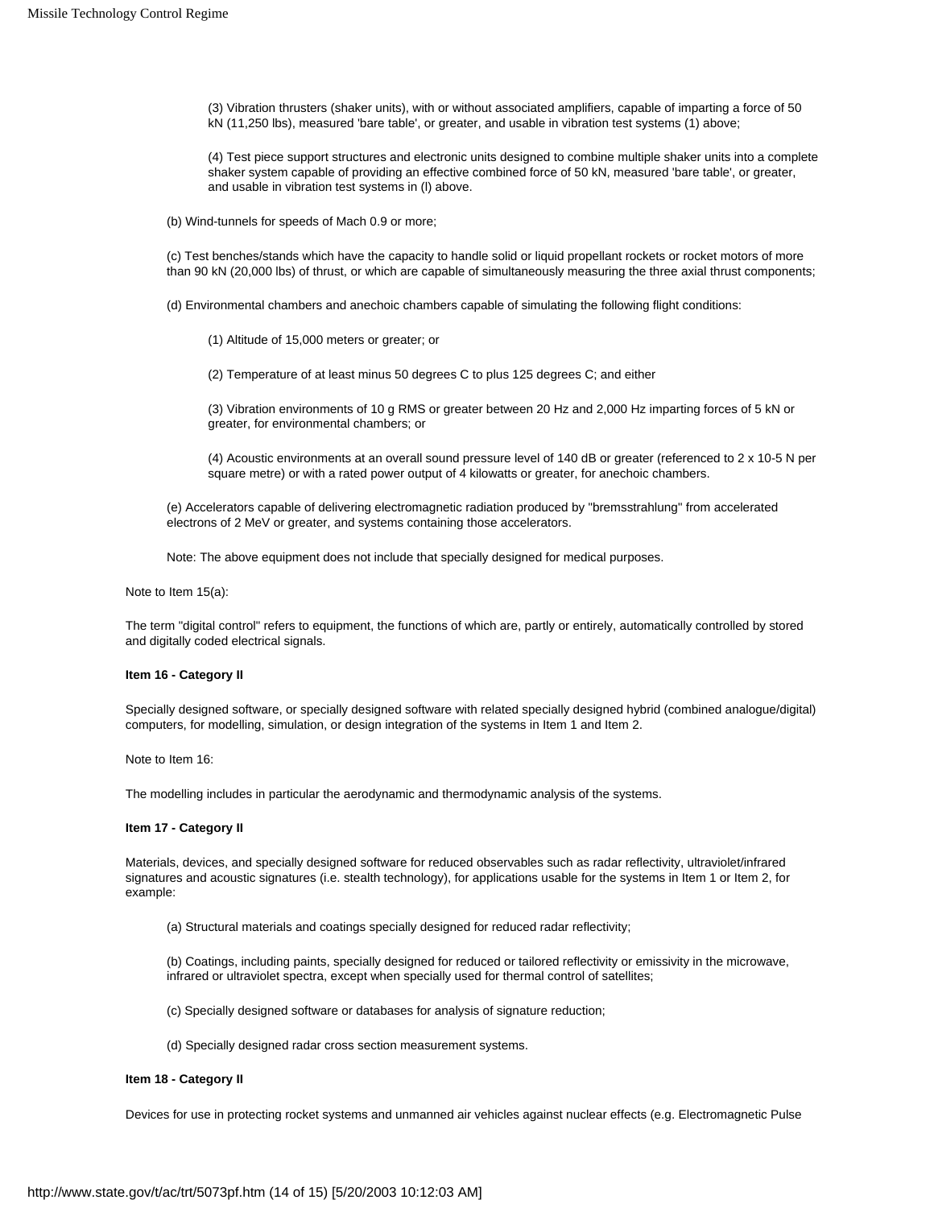(3) Vibration thrusters (shaker units), with or without associated amplifiers, capable of imparting a force of 50 kN (11,250 lbs), measured 'bare table', or greater, and usable in vibration test systems (1) above;

(4) Test piece support structures and electronic units designed to combine multiple shaker units into a complete shaker system capable of providing an effective combined force of 50 kN, measured 'bare table', or greater, and usable in vibration test systems in (l) above.

(b) Wind-tunnels for speeds of Mach 0.9 or more;

(c) Test benches/stands which have the capacity to handle solid or liquid propellant rockets or rocket motors of more than 90 kN (20,000 lbs) of thrust, or which are capable of simultaneously measuring the three axial thrust components;

(d) Environmental chambers and anechoic chambers capable of simulating the following flight conditions:

(1) Altitude of 15,000 meters or greater; or

(2) Temperature of at least minus 50 degrees C to plus 125 degrees C; and either

(3) Vibration environments of 10 g RMS or greater between 20 Hz and 2,000 Hz imparting forces of 5 kN or greater, for environmental chambers; or

(4) Acoustic environments at an overall sound pressure level of 140 dB or greater (referenced to 2 x 10-5 N per square metre) or with a rated power output of 4 kilowatts or greater, for anechoic chambers.

(e) Accelerators capable of delivering electromagnetic radiation produced by "bremsstrahlung" from accelerated electrons of 2 MeV or greater, and systems containing those accelerators.

Note: The above equipment does not include that specially designed for medical purposes.

Note to Item 15(a):

The term "digital control" refers to equipment, the functions of which are, partly or entirely, automatically controlled by stored and digitally coded electrical signals.

**Item 16 - Category II**

Specially designed software, or specially designed software with related specially designed hybrid (combined analogue/digital) computers, for modelling, simulation, or design integration of the systems in Item 1 and Item 2.

Note to Item 16:

The modelling includes in particular the aerodynamic and thermodynamic analysis of the systems.

**Item 17 - Category II**

Materials, devices, and specially designed software for reduced observables such as radar reflectivity, ultraviolet/infrared signatures and acoustic signatures (i.e. stealth technology), for applications usable for the systems in Item 1 or Item 2, for example:

(a) Structural materials and coatings specially designed for reduced radar reflectivity;

(b) Coatings, including paints, specially designed for reduced or tailored reflectivity or emissivity in the microwave, infrared or ultraviolet spectra, except when specially used for thermal control of satellites;

(c) Specially designed software or databases for analysis of signature reduction;

(d) Specially designed radar cross section measurement systems.

**Item 18 - Category II**

Devices for use in protecting rocket systems and unmanned air vehicles against nuclear effects (e.g. Electromagnetic Pulse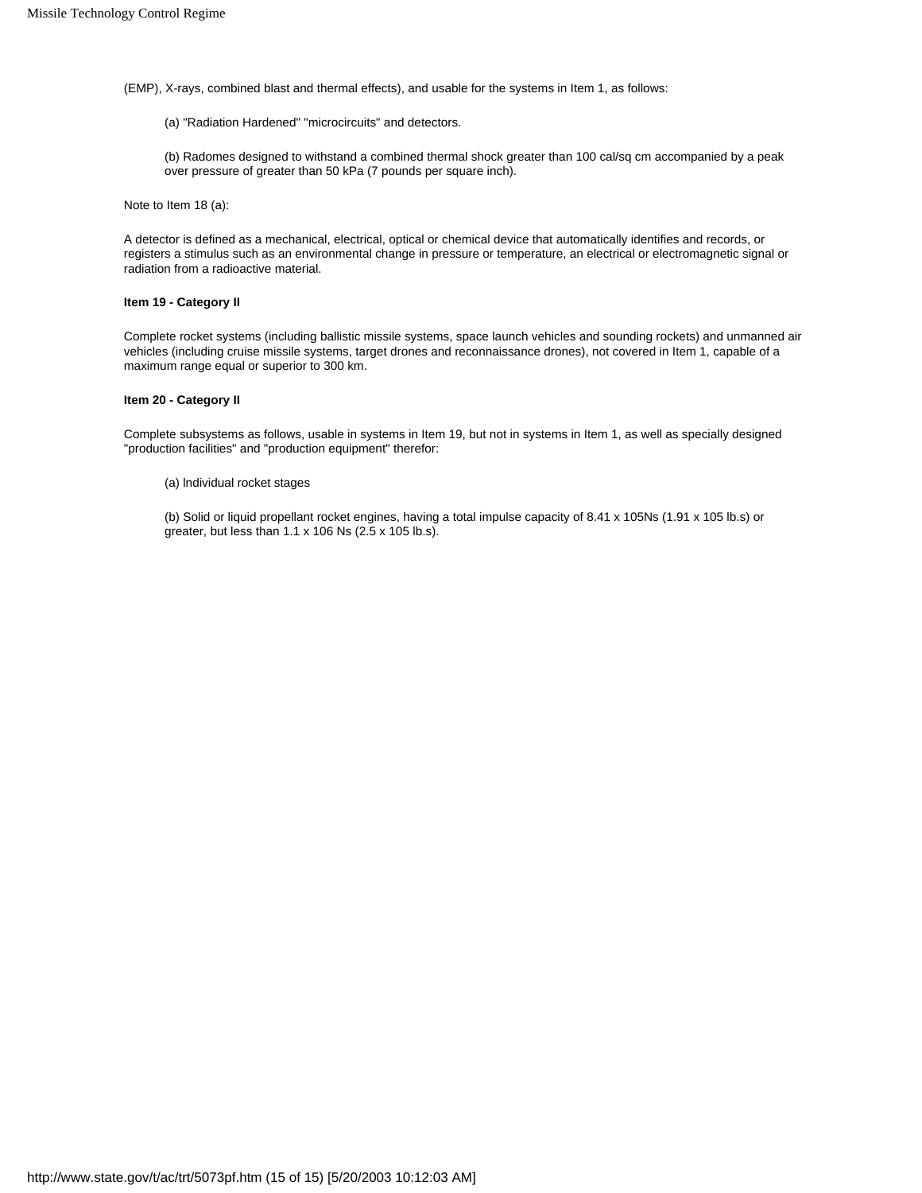(EMP), X-rays, combined blast and thermal effects), and usable for the systems in Item 1, as follows:

(a) "Radiation Hardened" "microcircuits" and detectors.

(b) Radomes designed to withstand a combined thermal shock greater than 100 cal/sq cm accompanied by a peak over pressure of greater than 50 kPa (7 pounds per square inch).

Note to Item 18 (a):

A detector is defined as a mechanical, electrical, optical or chemical device that automatically identifies and records, or registers a stimulus such as an environmental change in pressure or temperature, an electrical or electromagnetic signal or radiation from a radioactive material.

**Item 19 - Category II**

Complete rocket systems (including ballistic missile systems, space launch vehicles and sounding rockets) and unmanned air vehicles (including cruise missile systems, target drones and reconnaissance drones), not covered in Item 1, capable of a maximum range equal or superior to 300 km.

**Item 20 - Category II**

Complete subsystems as follows, usable in systems in Item 19, but not in systems in Item 1, as well as specially designed "production facilities" and "production equipment" therefor:

(a) Individual rocket stages

(b) Solid or liquid propellant rocket engines, having a total impulse capacity of $8.41 \times 10^5$Ns ($1.91 \times 10^5$ lb.s) or greater, but less than $1.1 \times 10^6$ Ns ($2.5 \times 10^5$ lb.s).